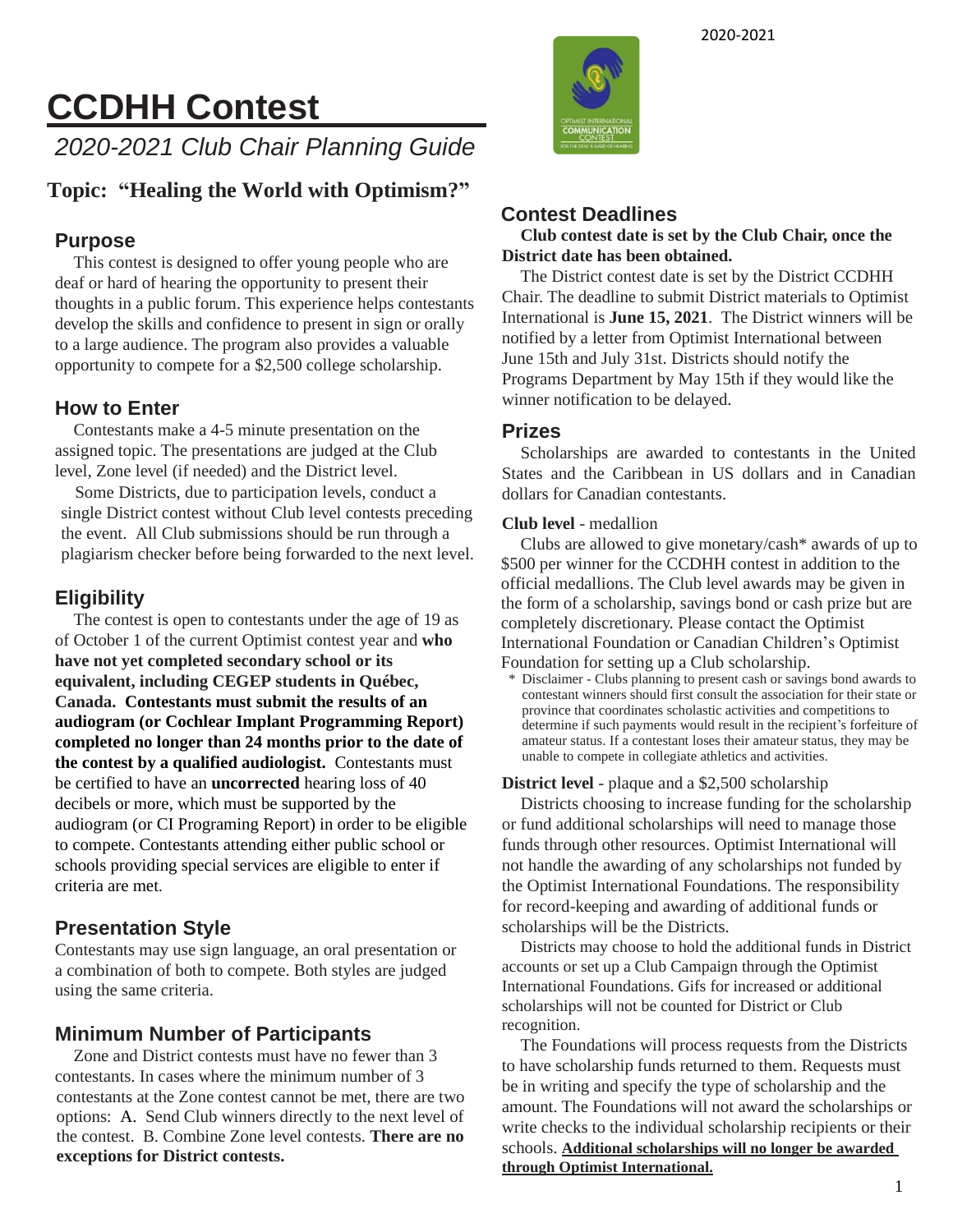# CCDHH Contest

*2020-2021 Club Chair Planning Guide*

## Topic: "Healing the World with Optimism?"

## Purpose

This contest is designed to offer young people who are deaf or hard of hearing the opportunity to present their thoughts in a public forum. This experience helps contestants develop the skills and confidence to present in sign or orally to a large audience. The program also provides a valuable opportunity to compete for a $2,500 college scholarship.

## How to Enter

Contestants make a 4-5 minute presentation on the assigned topic. The presentations are judged at the Club level, Zone level (if needed) and the District level.

Some Districts, due to participation levels, conduct a single District contest without Club level contests preceding the event. All Club submissions should be run through a plagiarism checker before being forwarded to the next level.

## Eligibility

The contest is open to contestants under the age of 19 as of October 1 of the current Optimist contest year and **who have not yet completed secondary school or its equivalent, including CEGEP students in Québec, Canada. Contestants must submit the results of an audiogram (or Cochlear Implant Programming Report) completed no longer than 24 months prior to the date of the contest by a qualified audiologist.** Contestants must be certified to have an **uncorrected** hearing loss of 40 decibels or more, which must be supported by the audiogram (or CI Programing Report) in order to be eligible to compete. Contestants attending either public school or schools providing special services are eligible to enter if criteria are met.

## Presentation Style

Contestants may use sign language, an oral presentation or a combination of both to compete. Both styles are judged using the same criteria.

## Minimum Number of Participants

Zone and District contests must have no fewer than 3 contestants. In cases where the minimum number of 3 contestants at the Zone contest cannot be met, there are two options: A. Send Club winners directly to the next level of the contest. B. Combine Zone level contests. **There are no exceptions for District contests.**

## Contest Deadlines

**Club contest date is set by the Club Chair, once the District date has been obtained.**

The District contest date is set by the District CCDHH Chair. The deadline to submit District materials to Optimist International is **June 15, 2021**. The District winners will be notified by a letter from Optimist International between June 15th and July 31st. Districts should notify the Programs Department by May 15th if they would like the winner notification to be delayed.

## Prizes

Scholarships are awarded to contestants in the United States and the Caribbean in US dollars and in Canadian dollars for Canadian contestants.

**Club level** - medallion

Clubs are allowed to give monetary/cash* awards of up to $500 per winner for the CCDHH contest in addition to the official medallions. The Club level awards may be given in the form of a scholarship, savings bond or cash prize but are completely discretionary. Please contact the Optimist International Foundation or Canadian Children's Optimist Foundation for setting up a Club scholarship.

\* Disclaimer - Clubs planning to present cash or savings bond awards to contestant winners should first consult the association for their state or province that coordinates scholastic activities and competitions to determine if such payments would result in the recipient's forfeiture of amateur status. If a contestant loses their amateur status, they may be unable to compete in collegiate athletics and activities.

**District level** - plaque and a $2,500 scholarship

Districts choosing to increase funding for the scholarship or fund additional scholarships will need to manage those funds through other resources. Optimist International will not handle the awarding of any scholarships not funded by the Optimist International Foundations. The responsibility for record-keeping and awarding of additional funds or scholarships will be the Districts.

Districts may choose to hold the additional funds in District accounts or set up a Club Campaign through the Optimist International Foundations. Gifs for increased or additional scholarships will not be counted for District or Club recognition.

The Foundations will process requests from the Districts to have scholarship funds returned to them. Requests must be in writing and specify the type of scholarship and the amount. The Foundations will not award the scholarships or write checks to the individual scholarship recipients or their schools. **Additional scholarships will no longer be awarded through Optimist International.**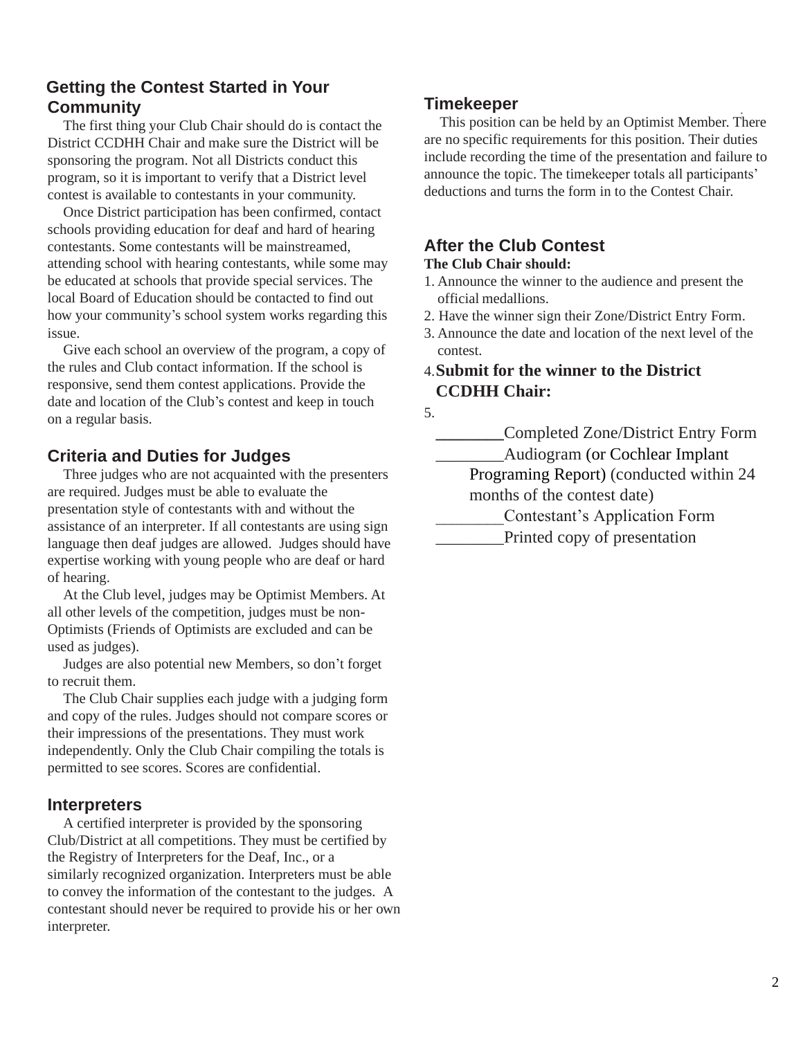## Getting the Contest Started in Your Community

The first thing your Club Chair should do is contact the District CCDHH Chair and make sure the District will be sponsoring the program. Not all Districts conduct this program, so it is important to verify that a District level contest is available to contestants in your community.

Once District participation has been confirmed, contact schools providing education for deaf and hard of hearing contestants. Some contestants will be mainstreamed, attending school with hearing contestants, while some may be educated at schools that provide special services. The local Board of Education should be contacted to find out how your community's school system works regarding this issue.

Give each school an overview of the program, a copy of the rules and Club contact information. If the school is responsive, send them contest applications. Provide the date and location of the Club's contest and keep in touch on a regular basis.

## Criteria and Duties for Judges

Three judges who are not acquainted with the presenters are required. Judges must be able to evaluate the presentation style of contestants with and without the assistance of an interpreter. If all contestants are using sign language then deaf judges are allowed. Judges should have expertise working with young people who are deaf or hard of hearing.

At the Club level, judges may be Optimist Members. At all other levels of the competition, judges must be non-Optimists (Friends of Optimists are excluded and can be used as judges).

Judges are also potential new Members, so don't forget to recruit them.

The Club Chair supplies each judge with a judging form and copy of the rules. Judges should not compare scores or their impressions of the presentations. They must work independently. Only the Club Chair compiling the totals is permitted to see scores. Scores are confidential.

## Interpreters

A certified interpreter is provided by the sponsoring Club/District at all competitions. They must be certified by the Registry of Interpreters for the Deaf, Inc., or a similarly recognized organization. Interpreters must be able to convey the information of the contestant to the judges. A contestant should never be required to provide his or her own interpreter.

## Timekeeper

This position can be held by an Optimist Member. There are no specific requirements for this position. Their duties include recording the time of the presentation and failure to announce the topic. The timekeeper totals all participants' deductions and turns the form in to the Contest Chair.

## After the Club Contest

**The Club Chair should:**

1. Announce the winner to the audience and present the official medallions.
2. Have the winner sign their Zone/District Entry Form.
3. Announce the date and location of the next level of the contest.
4. **Submit for the winner to the District CCDHH Chair:**
5. 

________Completed Zone/District Entry Form

________Audiogram (or Cochlear Implant Programing Report) (conducted within 24 months of the contest date)

________Contestant's Application Form

________Printed copy of presentation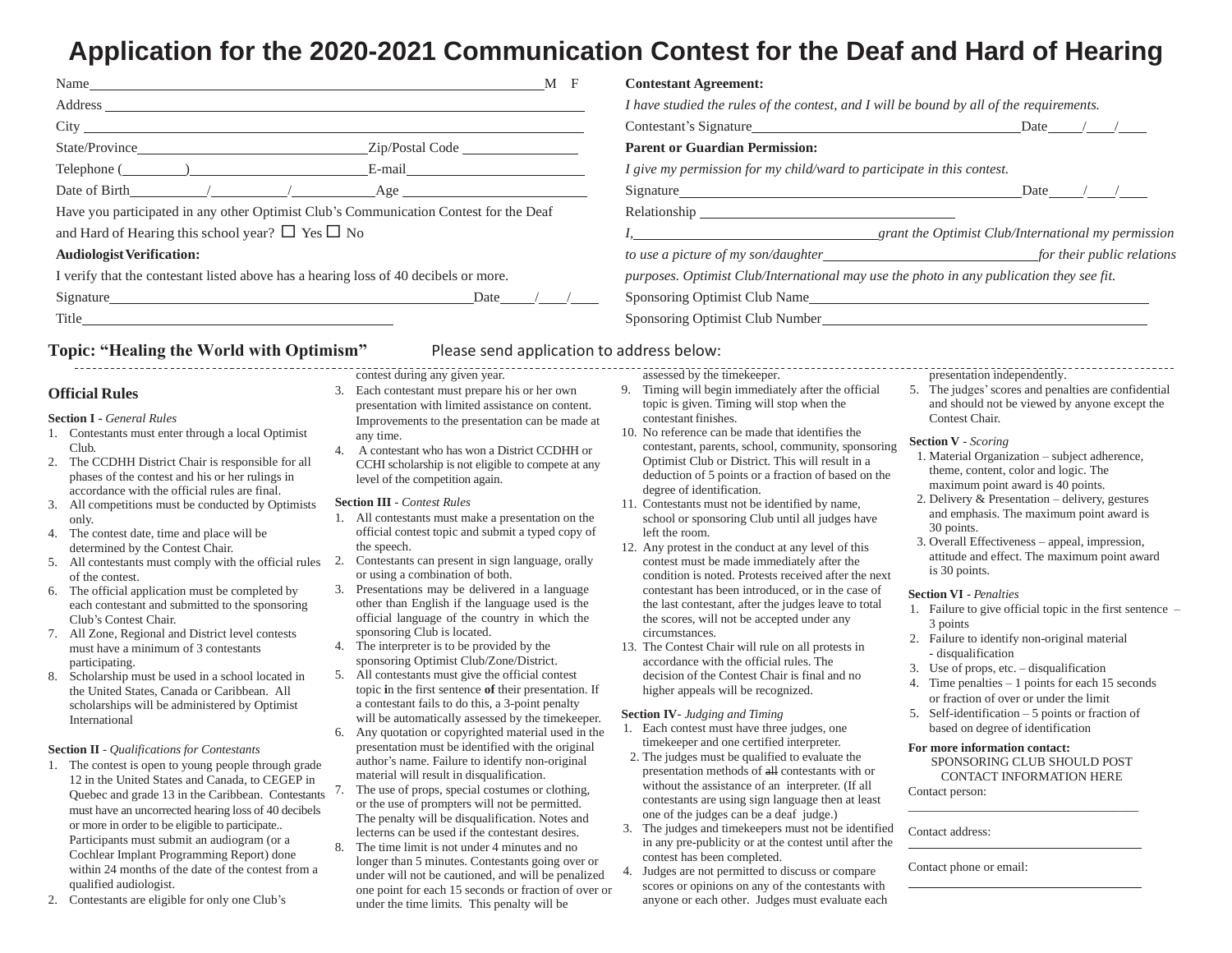# Application for the 2020-2021 Communication Contest for the Deaf and Hard of Hearing

Name_______________________________________________ M F

Address _______________________________________________

City _______________________________________________

State/Province______________________ Zip/Postal Code ____________

Telephone (________)__________________ E-mail____________________

Date of Birth________/________/________ Age ____________________

Have you participated in any other Optimist Club's Communication Contest for the Deaf and Hard of Hearing this school year? ☐ Yes ☐ No

**Audiologist Verification:**

I verify that the contestant listed above has a hearing loss of 40 decibels or more.

Signature_______________________________________ Date____/____/____

Title___________________________________

**Contestant Agreement:**

*I have studied the rules of the contest, and I will be bound by all of the requirements.*

Contestant's Signature______________________________ Date____/____/____

**Parent or Guardian Permission:**

*I give my permission for my child/ward to participate in this contest.*

Signature______________________________________ Date____/____/____

Relationship ___________________________

*I,__________________________ grant the Optimist Club/International my permission to use a picture of my son/daughter______________________ for their public relations purposes. Optimist Club/International may use the photo in any publication they see fit.*

Sponsoring Optimist Club Name___________________________________

Sponsoring Optimist Club Number_________________________________

**Topic: "Healing the World with Optimism"** Please send application to address below:

## Official Rules

**Section I** - *General Rules*

1. Contestants must enter through a local Optimist Club.
2. The CCDHH District Chair is responsible for all phases of the contest and his or her rulings in accordance with the official rules are final.
3. All competitions must be conducted by Optimists only.
4. The contest date, time and place will be determined by the Contest Chair.
5. All contestants must comply with the official rules of the contest.
6. The official application must be completed by each contestant and submitted to the sponsoring Club's Contest Chair.
7. All Zone, Regional and District level contests must have a minimum of 3 contestants participating.
8. Scholarship must be used in a school located in the United States, Canada or Caribbean. All scholarships will be administered by Optimist International

**Section II** - *Qualifications for Contestants*

1. The contest is open to young people through grade 12 in the United States and Canada, to CEGEP in Quebec and grade 13 in the Caribbean. Contestants must have an uncorrected hearing loss of 40 decibels or more in order to be eligible to participate.. Participants must submit an audiogram (or a Cochlear Implant Programming Report) done within 24 months of the date of the contest from a qualified audiologist.
2. Contestants are eligible for only one Club's contest during any given year.
3. Each contestant must prepare his or her own presentation with limited assistance on content. Improvements to the presentation can be made at any time.
4. A contestant who has won a District CCDHH or CCHI scholarship is not eligible to compete at any level of the competition again.

**Section III** - *Contest Rules*

1. All contestants must make a presentation on the official contest topic and submit a typed copy of the speech.
2. Contestants can present in sign language, orally or using a combination of both.
3. Presentations may be delivered in a language other than English if the language used is the official language of the country in which the sponsoring Club is located.
4. The interpreter is to be provided by the sponsoring Optimist Club/Zone/District.
5. All contestants must give the official contest topic **i**n the first sentence **of** their presentation. If a contestant fails to do this, a 3-point penalty will be automatically assessed by the timekeeper.
6. Any quotation or copyrighted material used in the presentation must be identified with the original author's name. Failure to identify non-original material will result in disqualification.
7. The use of props, special costumes or clothing, or the use of prompters will not be permitted. The penalty will be disqualification. Notes and lecterns can be used if the contestant desires.
8. The time limit is not under 4 minutes and no longer than 5 minutes. Contestants going over or under will not be cautioned, and will be penalized one point for each 15 seconds or fraction of over or under the time limits. This penalty will be assessed by the timekeeper.
9. Timing will begin immediately after the official topic is given. Timing will stop when the contestant finishes.
10. No reference can be made that identifies the contestant, parents, school, community, sponsoring Optimist Club or District. This will result in a deduction of 5 points or a fraction of based on the degree of identification.
11. Contestants must not be identified by name, school or sponsoring Club until all judges have left the room.
12. Any protest in the conduct at any level of this contest must be made immediately after the condition is noted. Protests received after the next contestant has been introduced, or in the case of the last contestant, after the judges leave to total the scores, will not be accepted under any circumstances.
13. The Contest Chair will rule on all protests in accordance with the official rules. The decision of the Contest Chair is final and no higher appeals will be recognized.

**Section IV**- *Judging and Timing*

1. Each contest must have three judges, one timekeeper and one certified interpreter.
2. The judges must be qualified to evaluate the presentation methods of ~~all~~ contestants with or without the assistance of an interpreter. (If all contestants are using sign language then at least one of the judges can be a deaf judge.)
3. The judges and timekeepers must not be identified in any pre-publicity or at the contest until after the contest has been completed.
4. Judges are not permitted to discuss or compare scores or opinions on any of the contestants with anyone or each other. Judges must evaluate each presentation independently.
5. The judges' scores and penalties are confidential and should not be viewed by anyone except the Contest Chair.

**Section V** - *Scoring*

1. Material Organization – subject adherence, theme, content, color and logic. The maximum point award is 40 points.
2. Delivery & Presentation – delivery, gestures and emphasis. The maximum point award is 30 points.
3. Overall Effectiveness – appeal, impression, attitude and effect. The maximum point award is 30 points.

**Section VI** - *Penalties*

1. Failure to give official topic in the first sentence – 3 points
2. Failure to identify non-original material - disqualification
3. Use of props, etc. – disqualification
4. Time penalties – 1 points for each 15 seconds or fraction of over or under the limit
5. Self-identification – 5 points or fraction of based on degree of identification

**For more information contact:**

SPONSORING CLUB SHOULD POST CONTACT INFORMATION HERE

Contact person:

________________________________

Contact address:

________________________________

Contact phone or email:

________________________________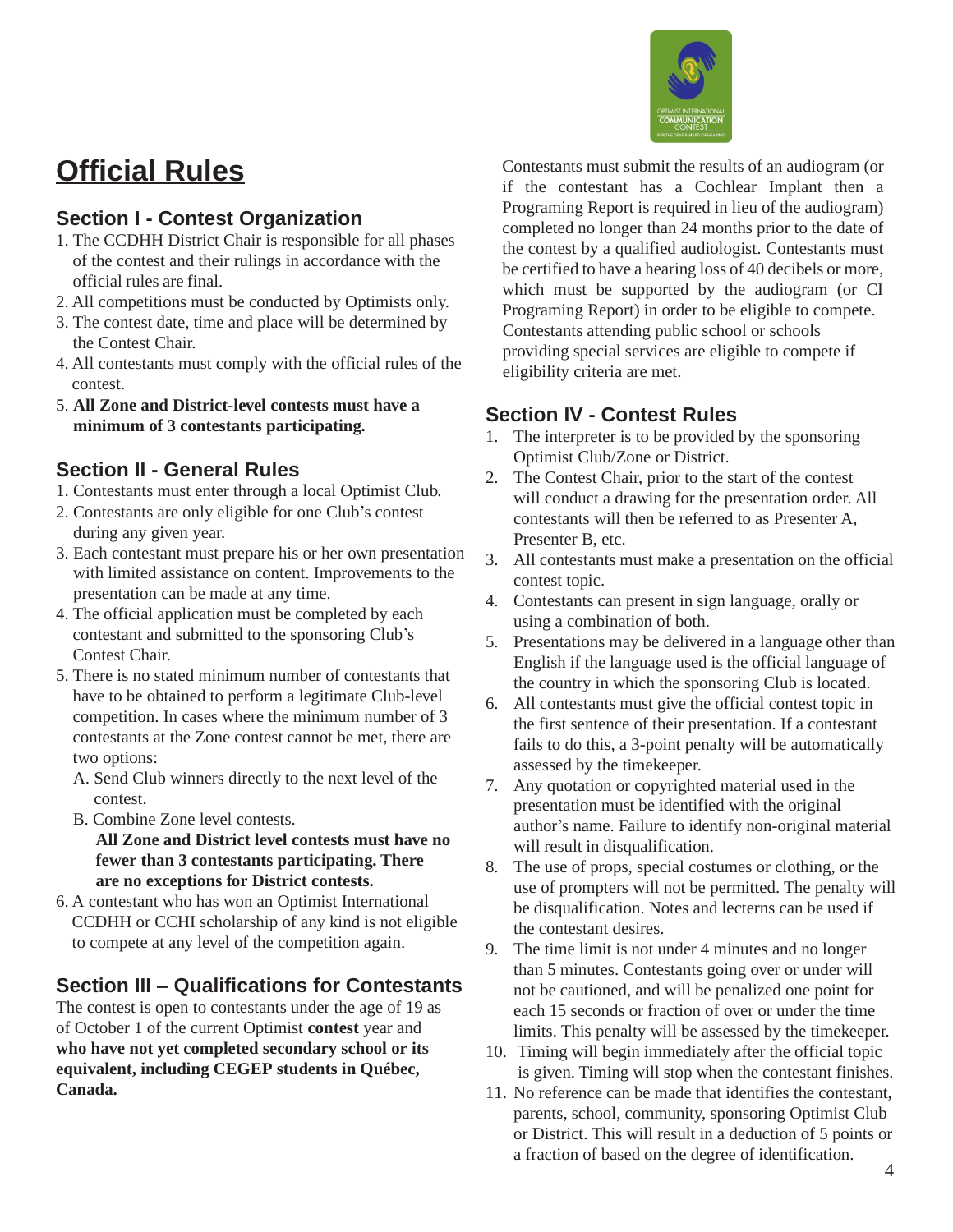# Official Rules

## Section I - Contest Organization

1. The CCDHH District Chair is responsible for all phases of the contest and their rulings in accordance with the official rules are final.
2. All competitions must be conducted by Optimists only.
3. The contest date, time and place will be determined by the Contest Chair.
4. All contestants must comply with the official rules of the contest.
5. **All Zone and District-level contests must have a minimum of 3 contestants participating.**

## Section II - General Rules

1. Contestants must enter through a local Optimist Club.
2. Contestants are only eligible for one Club's contest during any given year.
3. Each contestant must prepare his or her own presentation with limited assistance on content. Improvements to the presentation can be made at any time.
4. The official application must be completed by each contestant and submitted to the sponsoring Club's Contest Chair.
5. There is no stated minimum number of contestants that have to be obtained to perform a legitimate Club-level competition. In cases where the minimum number of 3 contestants at the Zone contest cannot be met, there are two options:
   A. Send Club winners directly to the next level of the contest.
   B. Combine Zone level contests.
   **All Zone and District level contests must have no fewer than 3 contestants participating. There are no exceptions for District contests.**
6. A contestant who has won an Optimist International CCDHH or CCHI scholarship of any kind is not eligible to compete at any level of the competition again.

## Section III – Qualifications for Contestants

The contest is open to contestants under the age of 19 as of October 1 of the current Optimist **contest** year and **who have not yet completed secondary school or its equivalent, including CEGEP students in Québec, Canada.**

Contestants must submit the results of an audiogram (or if the contestant has a Cochlear Implant then a Programing Report is required in lieu of the audiogram) completed no longer than 24 months prior to the date of the contest by a qualified audiologist. Contestants must be certified to have a hearing loss of 40 decibels or more, which must be supported by the audiogram (or CI Programing Report) in order to be eligible to compete. Contestants attending public school or schools providing special services are eligible to compete if eligibility criteria are met.

## Section IV - Contest Rules

1. The interpreter is to be provided by the sponsoring Optimist Club/Zone or District.
2. The Contest Chair, prior to the start of the contest will conduct a drawing for the presentation order. All contestants will then be referred to as Presenter A, Presenter B, etc.
3. All contestants must make a presentation on the official contest topic.
4. Contestants can present in sign language, orally or using a combination of both.
5. Presentations may be delivered in a language other than English if the language used is the official language of the country in which the sponsoring Club is located.
6. All contestants must give the official contest topic in the first sentence of their presentation. If a contestant fails to do this, a 3-point penalty will be automatically assessed by the timekeeper.
7. Any quotation or copyrighted material used in the presentation must be identified with the original author's name. Failure to identify non-original material will result in disqualification.
8. The use of props, special costumes or clothing, or the use of prompters will not be permitted. The penalty will be disqualification. Notes and lecterns can be used if the contestant desires.
9. The time limit is not under 4 minutes and no longer than 5 minutes. Contestants going over or under will not be cautioned, and will be penalized one point for each 15 seconds or fraction of over or under the time limits. This penalty will be assessed by the timekeeper.
10. Timing will begin immediately after the official topic is given. Timing will stop when the contestant finishes.
11. No reference can be made that identifies the contestant, parents, school, community, sponsoring Optimist Club or District. This will result in a deduction of 5 points or a fraction of based on the degree of identification.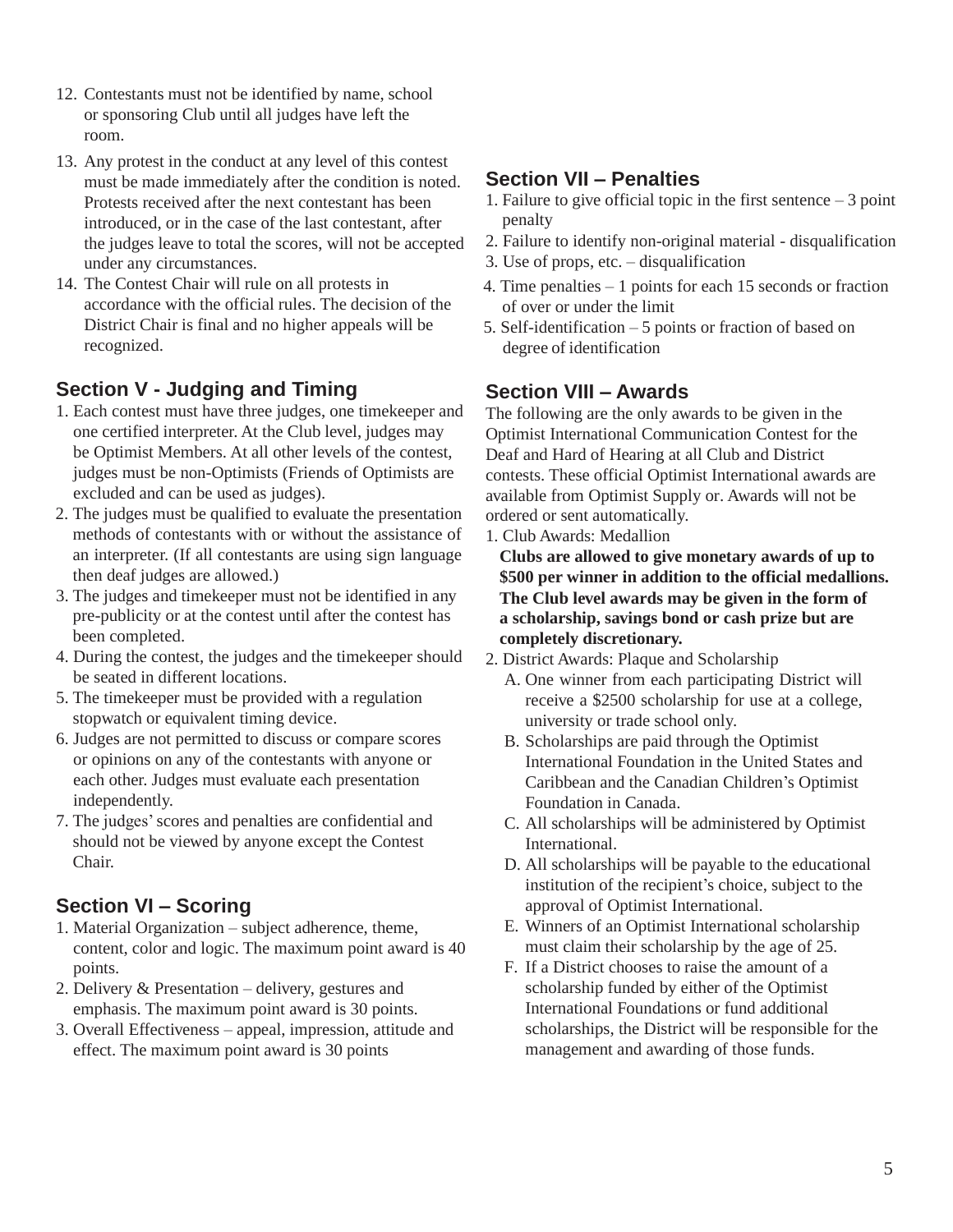12. Contestants must not be identified by name, school or sponsoring Club until all judges have left the room.
13. Any protest in the conduct at any level of this contest must be made immediately after the condition is noted. Protests received after the next contestant has been introduced, or in the case of the last contestant, after the judges leave to total the scores, will not be accepted under any circumstances.
14. The Contest Chair will rule on all protests in accordance with the official rules. The decision of the District Chair is final and no higher appeals will be recognized.

## Section V - Judging and Timing

1. Each contest must have three judges, one timekeeper and one certified interpreter. At the Club level, judges may be Optimist Members. At all other levels of the contest, judges must be non-Optimists (Friends of Optimists are excluded and can be used as judges).
2. The judges must be qualified to evaluate the presentation methods of contestants with or without the assistance of an interpreter. (If all contestants are using sign language then deaf judges are allowed.)
3. The judges and timekeeper must not be identified in any pre-publicity or at the contest until after the contest has been completed.
4. During the contest, the judges and the timekeeper should be seated in different locations.
5. The timekeeper must be provided with a regulation stopwatch or equivalent timing device.
6. Judges are not permitted to discuss or compare scores or opinions on any of the contestants with anyone or each other. Judges must evaluate each presentation independently.
7. The judges' scores and penalties are confidential and should not be viewed by anyone except the Contest Chair.

## Section VI – Scoring

1. Material Organization – subject adherence, theme, content, color and logic. The maximum point award is 40 points.
2. Delivery & Presentation – delivery, gestures and emphasis. The maximum point award is 30 points.
3. Overall Effectiveness – appeal, impression, attitude and effect. The maximum point award is 30 points

## Section VII – Penalties

1. Failure to give official topic in the first sentence – 3 point penalty
2. Failure to identify non-original material - disqualification
3. Use of props, etc. – disqualification
4. Time penalties – 1 points for each 15 seconds or fraction of over or under the limit
5. Self-identification – 5 points or fraction of based on degree of identification

## Section VIII – Awards

The following are the only awards to be given in the Optimist International Communication Contest for the Deaf and Hard of Hearing at all Club and District contests. These official Optimist International awards are available from Optimist Supply or. Awards will not be ordered or sent automatically.

1. Club Awards: Medallion
   **Clubs are allowed to give monetary awards of up to $500 per winner in addition to the official medallions. The Club level awards may be given in the form of a scholarship, savings bond or cash prize but are completely discretionary.**
2. District Awards: Plaque and Scholarship
   A. One winner from each participating District will receive a $2500 scholarship for use at a college, university or trade school only.
   B. Scholarships are paid through the Optimist International Foundation in the United States and Caribbean and the Canadian Children's Optimist Foundation in Canada.
   C. All scholarships will be administered by Optimist International.
   D. All scholarships will be payable to the educational institution of the recipient's choice, subject to the approval of Optimist International.
   E. Winners of an Optimist International scholarship must claim their scholarship by the age of 25.
   F. If a District chooses to raise the amount of a scholarship funded by either of the Optimist International Foundations or fund additional scholarships, the District will be responsible for the management and awarding of those funds.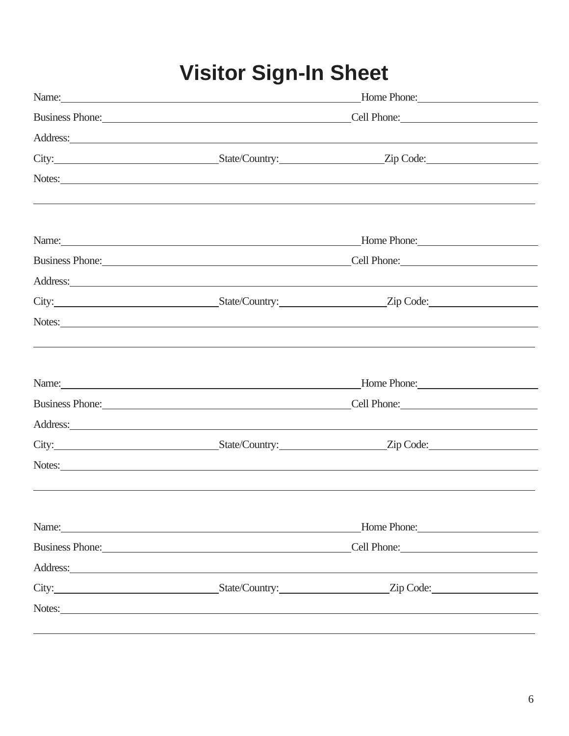# Visitor Sign-In Sheet

Name:\_\_\_\_\_\_\_\_\_\_\_\_\_\_\_\_\_\_\_\_\_\_\_\_\_\_\_\_\_\_\_\_\_\_\_\_\_\_\_\_ Home Phone:\_\_\_\_\_\_\_\_\_\_\_\_\_\_\_\_\_\_\_\_

Business Phone:\_\_\_\_\_\_\_\_\_\_\_\_\_\_\_\_\_\_\_\_\_\_\_\_\_\_\_\_\_\_\_\_\_\_ Cell Phone:\_\_\_\_\_\_\_\_\_\_\_\_\_\_\_\_\_\_\_\_

Address:\_\_\_\_\_\_\_\_\_\_\_\_\_\_\_\_\_\_\_\_\_\_\_\_\_\_\_\_\_\_\_\_\_\_\_\_\_\_\_\_\_\_\_\_\_\_\_\_\_\_\_\_\_\_\_\_\_\_\_\_\_\_\_\_\_\_

City:\_\_\_\_\_\_\_\_\_\_\_\_\_\_\_\_\_\_\_\_\_\_ State/Country:\_\_\_\_\_\_\_\_\_\_\_\_\_\_\_ Zip Code:\_\_\_\_\_\_\_\_\_\_\_\_\_\_\_

Notes:\_\_\_\_\_\_\_\_\_\_\_\_\_\_\_\_\_\_\_\_\_\_\_\_\_\_\_\_\_\_\_\_\_\_\_\_\_\_\_\_\_\_\_\_\_\_\_\_\_\_\_\_\_\_\_\_\_\_\_\_\_\_\_\_\_\_\_\_

\_\_\_\_\_\_\_\_\_\_\_\_\_\_\_\_\_\_\_\_\_\_\_\_\_\_\_\_\_\_\_\_\_\_\_\_\_\_\_\_\_\_\_\_\_\_\_\_\_\_\_\_\_\_\_\_\_\_\_\_\_\_\_\_\_\_\_\_\_\_\_\_\_\_

Name:\_\_\_\_\_\_\_\_\_\_\_\_\_\_\_\_\_\_\_\_\_\_\_\_\_\_\_\_\_\_\_\_\_\_\_\_\_\_\_\_ Home Phone:\_\_\_\_\_\_\_\_\_\_\_\_\_\_\_\_\_\_\_\_

Business Phone:\_\_\_\_\_\_\_\_\_\_\_\_\_\_\_\_\_\_\_\_\_\_\_\_\_\_\_\_\_\_\_\_\_\_ Cell Phone:\_\_\_\_\_\_\_\_\_\_\_\_\_\_\_\_\_\_\_\_

Address:\_\_\_\_\_\_\_\_\_\_\_\_\_\_\_\_\_\_\_\_\_\_\_\_\_\_\_\_\_\_\_\_\_\_\_\_\_\_\_\_\_\_\_\_\_\_\_\_\_\_\_\_\_\_\_\_\_\_\_\_\_\_\_\_\_\_

City:\_\_\_\_\_\_\_\_\_\_\_\_\_\_\_\_\_\_\_\_\_\_ State/Country:\_\_\_\_\_\_\_\_\_\_\_\_\_\_\_ Zip Code:\_\_\_\_\_\_\_\_\_\_\_\_\_\_\_

Notes:\_\_\_\_\_\_\_\_\_\_\_\_\_\_\_\_\_\_\_\_\_\_\_\_\_\_\_\_\_\_\_\_\_\_\_\_\_\_\_\_\_\_\_\_\_\_\_\_\_\_\_\_\_\_\_\_\_\_\_\_\_\_\_\_\_\_\_\_

\_\_\_\_\_\_\_\_\_\_\_\_\_\_\_\_\_\_\_\_\_\_\_\_\_\_\_\_\_\_\_\_\_\_\_\_\_\_\_\_\_\_\_\_\_\_\_\_\_\_\_\_\_\_\_\_\_\_\_\_\_\_\_\_\_\_\_\_\_\_\_\_\_\_

Name:\_\_\_\_\_\_\_\_\_\_\_\_\_\_\_\_\_\_\_\_\_\_\_\_\_\_\_\_\_\_\_\_\_\_\_\_\_\_\_\_ Home Phone:\_\_\_\_\_\_\_\_\_\_\_\_\_\_\_\_\_\_\_\_

Business Phone:\_\_\_\_\_\_\_\_\_\_\_\_\_\_\_\_\_\_\_\_\_\_\_\_\_\_\_\_\_\_\_\_\_\_ Cell Phone:\_\_\_\_\_\_\_\_\_\_\_\_\_\_\_\_\_\_\_\_

Address:\_\_\_\_\_\_\_\_\_\_\_\_\_\_\_\_\_\_\_\_\_\_\_\_\_\_\_\_\_\_\_\_\_\_\_\_\_\_\_\_\_\_\_\_\_\_\_\_\_\_\_\_\_\_\_\_\_\_\_\_\_\_\_\_\_\_

City:\_\_\_\_\_\_\_\_\_\_\_\_\_\_\_\_\_\_\_\_\_\_ State/Country:\_\_\_\_\_\_\_\_\_\_\_\_\_\_\_ Zip Code:\_\_\_\_\_\_\_\_\_\_\_\_\_\_\_

Notes:\_\_\_\_\_\_\_\_\_\_\_\_\_\_\_\_\_\_\_\_\_\_\_\_\_\_\_\_\_\_\_\_\_\_\_\_\_\_\_\_\_\_\_\_\_\_\_\_\_\_\_\_\_\_\_\_\_\_\_\_\_\_\_\_\_\_\_\_

\_\_\_\_\_\_\_\_\_\_\_\_\_\_\_\_\_\_\_\_\_\_\_\_\_\_\_\_\_\_\_\_\_\_\_\_\_\_\_\_\_\_\_\_\_\_\_\_\_\_\_\_\_\_\_\_\_\_\_\_\_\_\_\_\_\_\_\_\_\_\_\_\_\_

Name:\_\_\_\_\_\_\_\_\_\_\_\_\_\_\_\_\_\_\_\_\_\_\_\_\_\_\_\_\_\_\_\_\_\_\_\_\_\_\_\_ Home Phone:\_\_\_\_\_\_\_\_\_\_\_\_\_\_\_\_\_\_\_\_

Business Phone:\_\_\_\_\_\_\_\_\_\_\_\_\_\_\_\_\_\_\_\_\_\_\_\_\_\_\_\_\_\_\_\_\_\_ Cell Phone:\_\_\_\_\_\_\_\_\_\_\_\_\_\_\_\_\_\_\_\_

Address:\_\_\_\_\_\_\_\_\_\_\_\_\_\_\_\_\_\_\_\_\_\_\_\_\_\_\_\_\_\_\_\_\_\_\_\_\_\_\_\_\_\_\_\_\_\_\_\_\_\_\_\_\_\_\_\_\_\_\_\_\_\_\_\_\_\_

City:\_\_\_\_\_\_\_\_\_\_\_\_\_\_\_\_\_\_\_\_\_\_ State/Country:\_\_\_\_\_\_\_\_\_\_\_\_\_\_\_ Zip Code:\_\_\_\_\_\_\_\_\_\_\_\_\_\_\_

Notes:\_\_\_\_\_\_\_\_\_\_\_\_\_\_\_\_\_\_\_\_\_\_\_\_\_\_\_\_\_\_\_\_\_\_\_\_\_\_\_\_\_\_\_\_\_\_\_\_\_\_\_\_\_\_\_\_\_\_\_\_\_\_\_\_\_\_\_\_

\_\_\_\_\_\_\_\_\_\_\_\_\_\_\_\_\_\_\_\_\_\_\_\_\_\_\_\_\_\_\_\_\_\_\_\_\_\_\_\_\_\_\_\_\_\_\_\_\_\_\_\_\_\_\_\_\_\_\_\_\_\_\_\_\_\_\_\_\_\_\_\_\_\_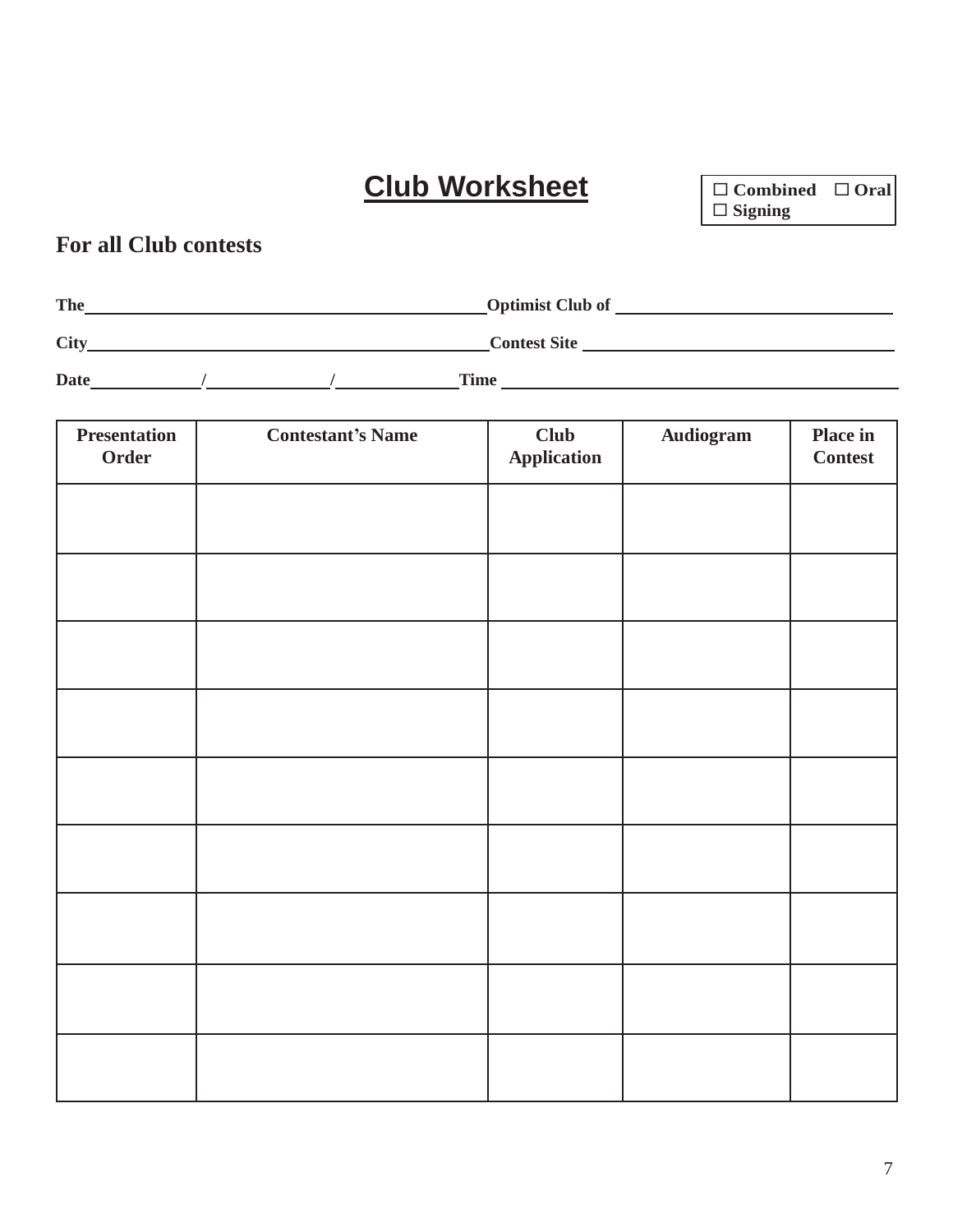# Club Worksheet

☐ Combined ☐ Oral
☐ Signing

## For all Club contests

**The** ______________________________ **Optimist Club of** ______________________________

**City** ______________________________ **Contest Site** ______________________________

**Date** ________ / ________ / ________ **Time** ______________________________

| Presentation Order | Contestant's Name | Club Application | Audiogram | Place in Contest |
| --- | --- | --- | --- | --- |
| | | | | |
| | | | | |
| | | | | |
| | | | | |
| | | | | |
| | | | | |
| | | | | |
| | | | | |
| | | | | |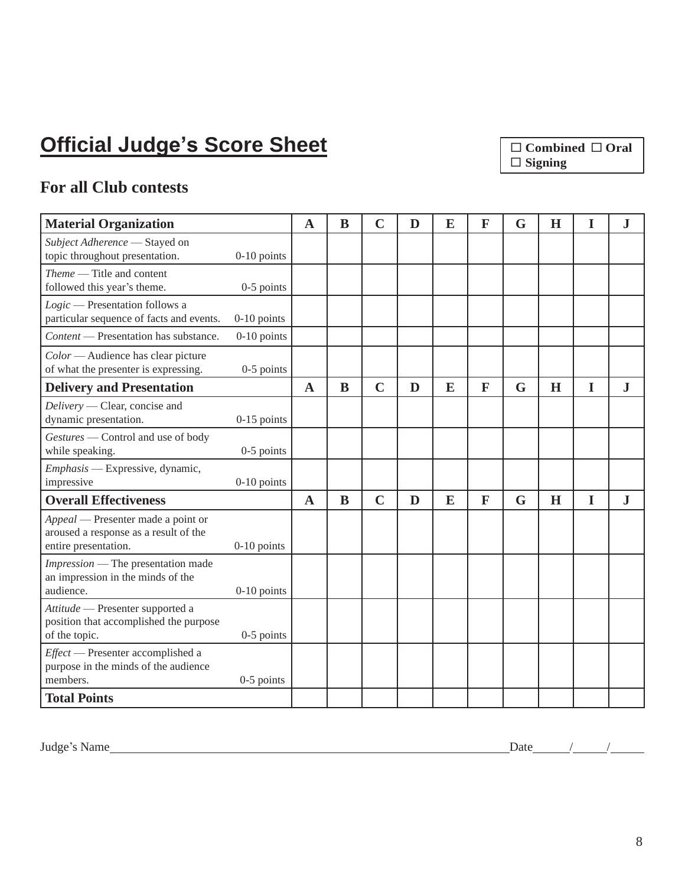# Official Judge's Score Sheet

☐ Combined ☐ Oral ☐ Signing

## For all Club contests

| Material Organization | A | B | C | D | E | F | G | H | I | J |
|---|---|---|---|---|---|---|---|---|---|---|
| *Subject Adherence* — Stayed on topic throughout presentation. 0-10 points | | | | | | | | | | |
| *Theme* — Title and content followed this year's theme. 0-5 points | | | | | | | | | | |
| *Logic* — Presentation follows a particular sequence of facts and events. 0-10 points | | | | | | | | | | |
| *Content* — Presentation has substance. 0-10 points | | | | | | | | | | |
| *Color* — Audience has clear picture of what the presenter is expressing. 0-5 points | | | | | | | | | | |
| **Delivery and Presentation** | **A** | **B** | **C** | **D** | **E** | **F** | **G** | **H** | **I** | **J** |
| *Delivery* — Clear, concise and dynamic presentation. 0-15 points | | | | | | | | | | |
| *Gestures* — Control and use of body while speaking. 0-5 points | | | | | | | | | | |
| *Emphasis* — Expressive, dynamic, impressive 0-10 points | | | | | | | | | | |
| **Overall Effectiveness** | **A** | **B** | **C** | **D** | **E** | **F** | **G** | **H** | **I** | **J** |
| *Appeal* — Presenter made a point or aroused a response as a result of the entire presentation. 0-10 points | | | | | | | | | | |
| *Impression* — The presentation made an impression in the minds of the audience. 0-10 points | | | | | | | | | | |
| *Attitude* — Presenter supported a position that accomplished the purpose of the topic. 0-5 points | | | | | | | | | | |
| *Effect* — Presenter accomplished a purpose in the minds of the audience members. 0-5 points | | | | | | | | | | |
| **Total Points** | | | | | | | | | | |

Judge's Name________________________________________ Date_____/_____/_____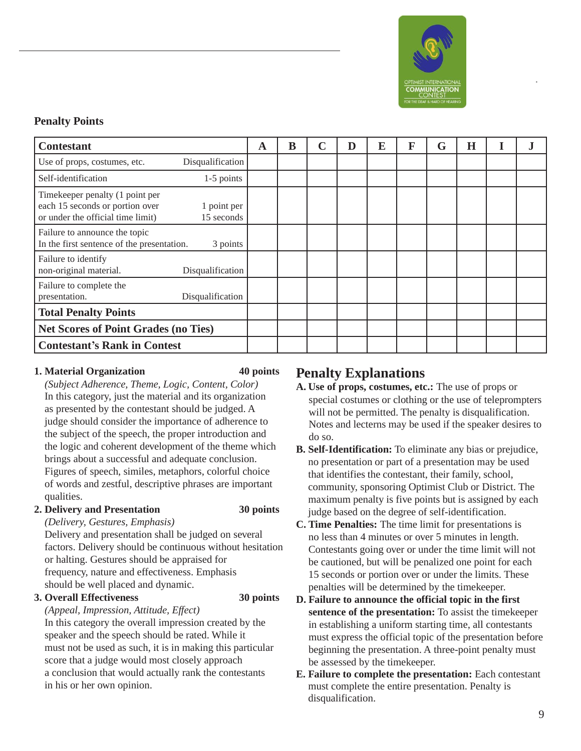**Penalty Points**

| Contestant | | A | B | C | D | E | F | G | H | I | J |
|---|---|---|---|---|---|---|---|---|---|---|---|
| Use of props, costumes, etc. | Disqualification | | | | | | | | | | |
| Self-identification | 1-5 points | | | | | | | | | | |
| Timekeeper penalty (1 point per each 15 seconds or portion over or under the official time limit) | 1 point per 15 seconds | | | | | | | | | | |
| Failure to announce the topic In the first sentence of the presentation. | 3 points | | | | | | | | | | |
| Failure to identify non-original material. | Disqualification | | | | | | | | | | |
| Failure to complete the presentation. | Disqualification | | | | | | | | | | |
| **Total Penalty Points** | | | | | | | | | | | |
| **Net Scores of Point Grades (no Ties)** | | | | | | | | | | | |
| **Contestant's Rank in Contest** | | | | | | | | | | | |

**1. Material Organization** **40 points**

*(Subject Adherence, Theme, Logic, Content, Color)*
In this category, just the material and its organization as presented by the contestant should be judged. A judge should consider the importance of adherence to the subject of the speech, the proper introduction and the logic and coherent development of the theme which brings about a successful and adequate conclusion. Figures of speech, similes, metaphors, colorful choice of words and zestful, descriptive phrases are important qualities.

**2. Delivery and Presentation** **30 points**

*(Delivery, Gestures, Emphasis)*
Delivery and presentation shall be judged on several factors. Delivery should be continuous without hesitation or halting. Gestures should be appraised for frequency, nature and effectiveness. Emphasis should be well placed and dynamic.

**3. Overall Effectiveness** **30 points**

*(Appeal, Impression, Attitude, Effect)*
In this category the overall impression created by the speaker and the speech should be rated. While it must not be used as such, it is in making this particular score that a judge would most closely approach a conclusion that would actually rank the contestants in his or her own opinion.

## Penalty Explanations

**A. Use of props, costumes, etc.:** The use of props or special costumes or clothing or the use of teleprompters will not be permitted. The penalty is disqualification. Notes and lecterns may be used if the speaker desires to do so.

**B. Self-Identification:** To eliminate any bias or prejudice, no presentation or part of a presentation may be used that identifies the contestant, their family, school, community, sponsoring Optimist Club or District. The maximum penalty is five points but is assigned by each judge based on the degree of self-identification.

**C. Time Penalties:** The time limit for presentations is no less than 4 minutes or over 5 minutes in length. Contestants going over or under the time limit will not be cautioned, but will be penalized one point for each 15 seconds or portion over or under the limits. These penalties will be determined by the timekeeper.

**D. Failure to announce the official topic in the first sentence of the presentation:** To assist the timekeeper in establishing a uniform starting time, all contestants must express the official topic of the presentation before beginning the presentation. A three-point penalty must be assessed by the timekeeper.

**E. Failure to complete the presentation:** Each contestant must complete the entire presentation. Penalty is disqualification.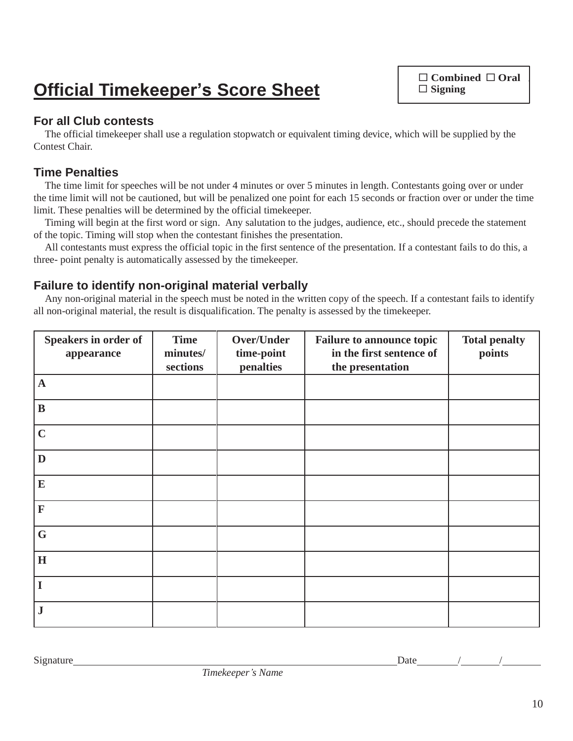☐ Combined ☐ Oral ☐ Signing

# Official Timekeeper's Score Sheet

## For all Club contests

The official timekeeper shall use a regulation stopwatch or equivalent timing device, which will be supplied by the Contest Chair.

## Time Penalties

The time limit for speeches will be not under 4 minutes or over 5 minutes in length. Contestants going over or under the time limit will not be cautioned, but will be penalized one point for each 15 seconds or fraction over or under the time limit. These penalties will be determined by the official timekeeper.

Timing will begin at the first word or sign. Any salutation to the judges, audience, etc., should precede the statement of the topic. Timing will stop when the contestant finishes the presentation.

All contestants must express the official topic in the first sentence of the presentation. If a contestant fails to do this, a three- point penalty is automatically assessed by the timekeeper.

## Failure to identify non-original material verbally

Any non-original material in the speech must be noted in the written copy of the speech. If a contestant fails to identify all non-original material, the result is disqualification. The penalty is assessed by the timekeeper.

| Speakers in order of appearance | Time minutes/ sections | Over/Under time-point penalties | Failure to announce topic in the first sentence of the presentation | Total penalty points |
|---|---|---|---|---|
| A | | | | |
| B | | | | |
| C | | | | |
| D | | | | |
| E | | | | |
| F | | | | |
| G | | | | |
| H | | | | |
| I | | | | |
| J | | | | |

Signature_______________________________________________ Date______/______/______

*Timekeeper's Name*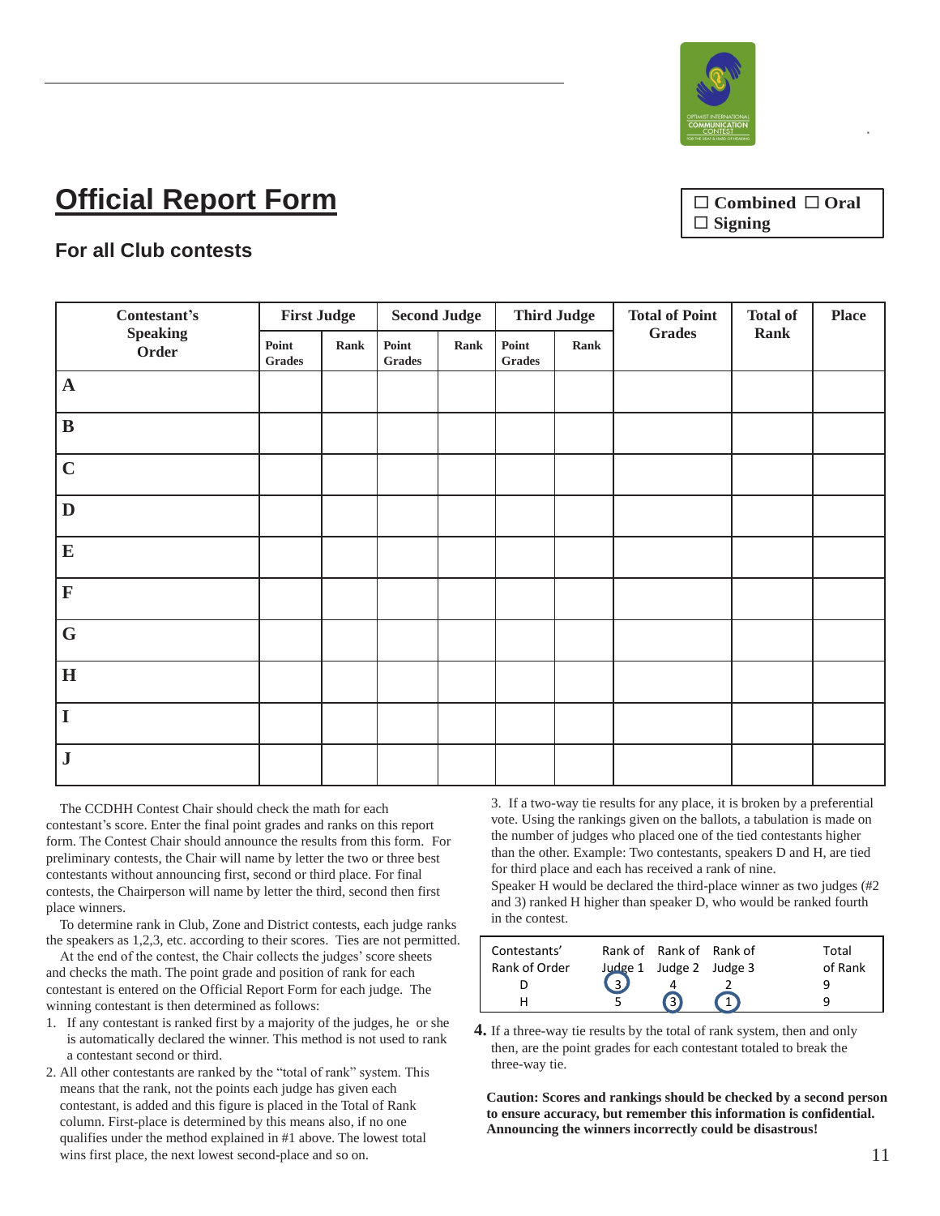# Official Report Form

☐ Combined ☐ Oral
☐ Signing

## For all Club contests

| Contestant's Speaking Order | First Judge | | Second Judge | | Third Judge | | Total of Point Grades | Total of Rank | Place |
|---|---|---|---|---|---|---|---|---|---|
| | Point Grades | Rank | Point Grades | Rank | Point Grades | Rank | | | |
| A | | | | | | | | | |
| B | | | | | | | | | |
| C | | | | | | | | | |
| D | | | | | | | | | |
| E | | | | | | | | | |
| F | | | | | | | | | |
| G | | | | | | | | | |
| H | | | | | | | | | |
| I | | | | | | | | | |
| J | | | | | | | | | |

The CCDHH Contest Chair should check the math for each contestant's score. Enter the final point grades and ranks on this report form. The Contest Chair should announce the results from this form. For preliminary contests, the Chair will name by letter the two or three best contestants without announcing first, second or third place. For final contests, the Chairperson will name by letter the third, second then first place winners.

To determine rank in Club, Zone and District contests, each judge ranks the speakers as 1,2,3, etc. according to their scores. Ties are not permitted.

At the end of the contest, the Chair collects the judges' score sheets and checks the math. The point grade and position of rank for each contestant is entered on the Official Report Form for each judge. The winning contestant is then determined as follows:

1. If any contestant is ranked first by a majority of the judges, he or she is automatically declared the winner. This method is not used to rank a contestant second or third.
2. All other contestants are ranked by the "total of rank" system. This means that the rank, not the points each judge has given each contestant, is added and this figure is placed in the Total of Rank column. First-place is determined by this means also, if no one qualifies under the method explained in #1 above. The lowest total wins first place, the next lowest second-place and so on.
3. If a two-way tie results for any place, it is broken by a preferential vote. Using the rankings given on the ballots, a tabulation is made on the number of judges who placed one of the tied contestants higher than the other. Example: Two contestants, speakers D and H, are tied for third place and each has received a rank of nine.
   Speaker H would be declared the third-place winner as two judges (#2 and 3) ranked H higher than speaker D, who would be ranked fourth in the contest.

| Contestants' Rank of Order | Rank of Judge 1 | Rank of Judge 2 | Rank of Judge 3 | Total of Rank |
|---|---|---|---|---|
| D | 3 | 4 | 2 | 9 |
| H | 5 | 3 | 1 | 9 |

4. If a three-way tie results by the total of rank system, then and only then, are the point grades for each contestant totaled to break the three-way tie.

**Caution: Scores and rankings should be checked by a second person to ensure accuracy, but remember this information is confidential. Announcing the winners incorrectly could be disastrous!**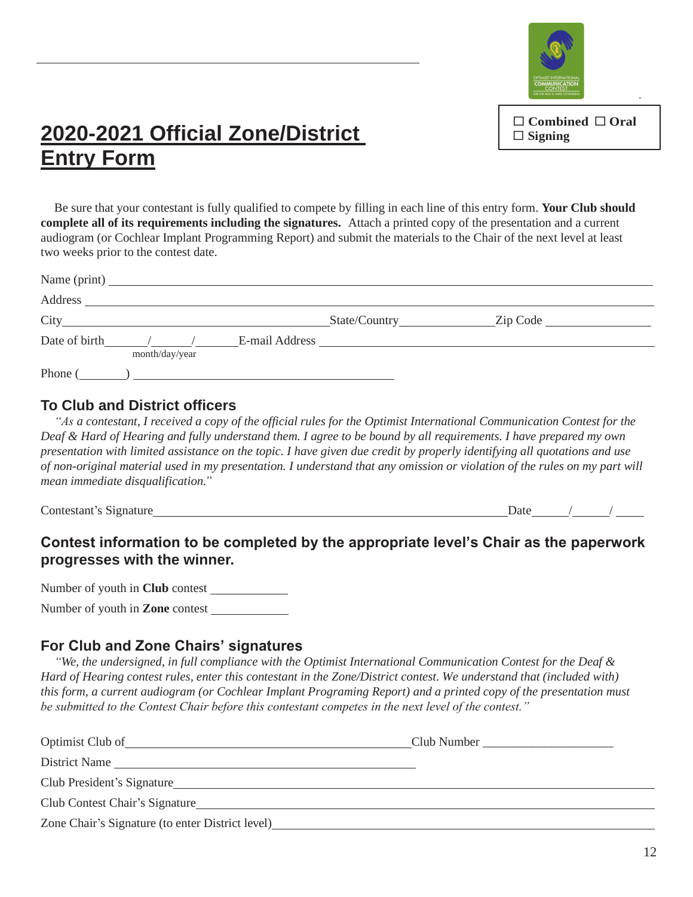☐ **Combined** ☐ **Oral**
☐ **Signing**

# 2020-2021 Official Zone/District Entry Form

Be sure that your contestant is fully qualified to compete by filling in each line of this entry form. **Your Club should complete all of its requirements including the signatures.** Attach a printed copy of the presentation and a current audiogram (or Cochlear Implant Programming Report) and submit the materials to the Chair of the next level at least two weeks prior to the contest date.

Name (print) ______________________________________________

Address ______________________________________________

City ____________________ State/Country ____________ Zip Code ____________

Date of birth ____/____/____ E-mail Address ______________________________
month/day/year

Phone (______) ____________________

## To Club and District officers

*"As a contestant, I received a copy of the official rules for the Optimist International Communication Contest for the Deaf & Hard of Hearing and fully understand them. I agree to be bound by all requirements. I have prepared my own presentation with limited assistance on the topic. I have given due credit by properly identifying all quotations and use of non-original material used in my presentation. I understand that any omission or violation of the rules on my part will mean immediate disqualification."*

Contestant's Signature ______________________________ Date ____/____/____

## Contest information to be completed by the appropriate level's Chair as the paperwork progresses with the winner.

Number of youth in **Club** contest ____________

Number of youth in **Zone** contest ____________

## For Club and Zone Chairs' signatures

*"We, the undersigned, in full compliance with the Optimist International Communication Contest for the Deaf & Hard of Hearing contest rules, enter this contestant in the Zone/District contest. We understand that (included with) this form, a current audiogram (or Cochlear Implant Programing Report) and a printed copy of the presentation must be submitted to the Contest Chair before this contestant competes in the next level of the contest."*

Optimist Club of ______________________________ Club Number ____________________

District Name ______________________________

Club President's Signature ______________________________

Club Contest Chair's Signature ______________________________

Zone Chair's Signature (to enter District level) ______________________________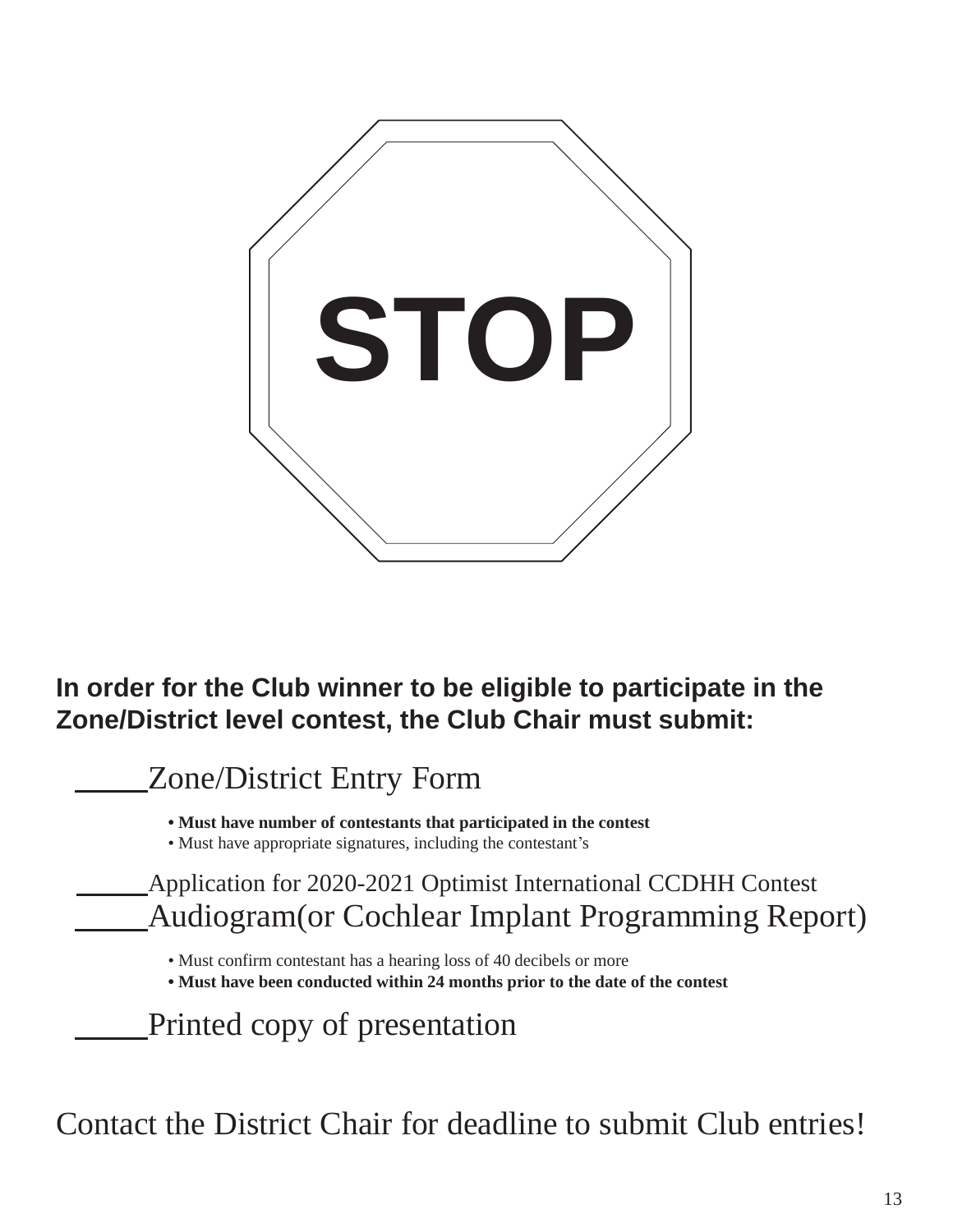# STOP

**In order for the Club winner to be eligible to participate in the Zone/District level contest, the Club Chair must submit:**

_____ Zone/District Entry Form

- **Must have number of contestants that participated in the contest**
- Must have appropriate signatures, including the contestant's

_____ Application for 2020-2021 Optimist International CCDHH Contest

_____ Audiogram(or Cochlear Implant Programming Report)

- Must confirm contestant has a hearing loss of 40 decibels or more
- **Must have been conducted within 24 months prior to the date of the contest**

_____ Printed copy of presentation

Contact the District Chair for deadline to submit Club entries!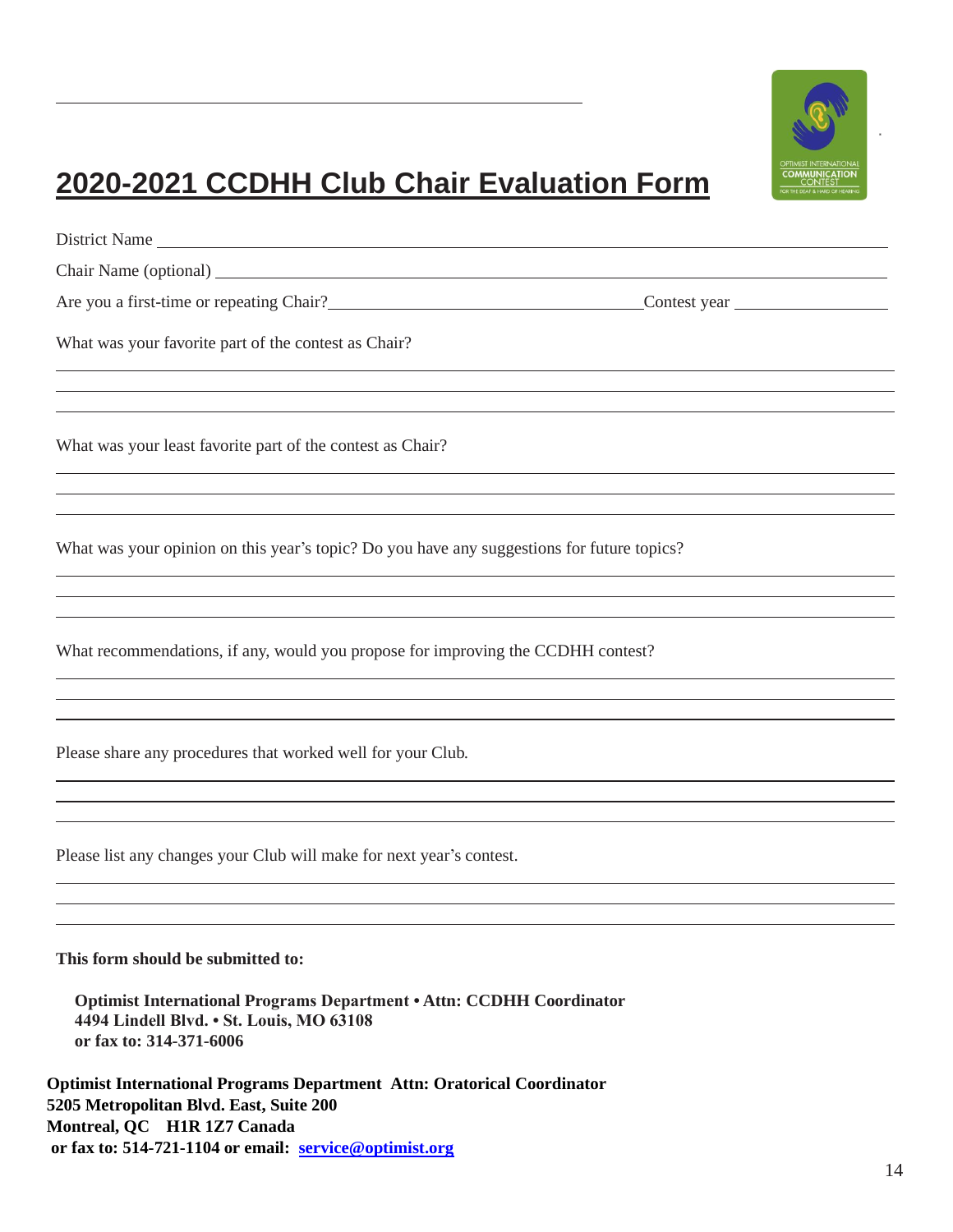# 2020-2021 CCDHH Club Chair Evaluation Form

District Name \_\_\_\_\_\_\_\_\_\_\_\_\_\_\_\_\_\_\_\_\_\_\_\_\_\_\_\_\_\_\_\_\_\_\_\_\_\_\_\_

Chair Name (optional) \_\_\_\_\_\_\_\_\_\_\_\_\_\_\_\_\_\_\_\_\_\_\_\_\_\_\_\_\_\_\_\_\_\_\_\_

Are you a first-time or repeating Chair? \_\_\_\_\_\_\_\_\_\_\_\_\_\_\_\_\_\_ Contest year \_\_\_\_\_\_\_\_\_\_

What was your favorite part of the contest as Chair?

What was your least favorite part of the contest as Chair?

What was your opinion on this year's topic? Do you have any suggestions for future topics?

What recommendations, if any, would you propose for improving the CCDHH contest?

Please share any procedures that worked well for your Club.

Please list any changes your Club will make for next year's contest.

**This form should be submitted to:**

**Optimist International Programs Department • Attn: CCDHH Coordinator**
**4494 Lindell Blvd. • St. Louis, MO 63108**
**or fax to: 314-371-6006**

**Optimist International Programs Department Attn: Oratorical Coordinator**
**5205 Metropolitan Blvd. East, Suite 200**
**Montreal, QC H1R 1Z7 Canada**
**or fax to: 514-721-1104 or email: service@optimist.org**